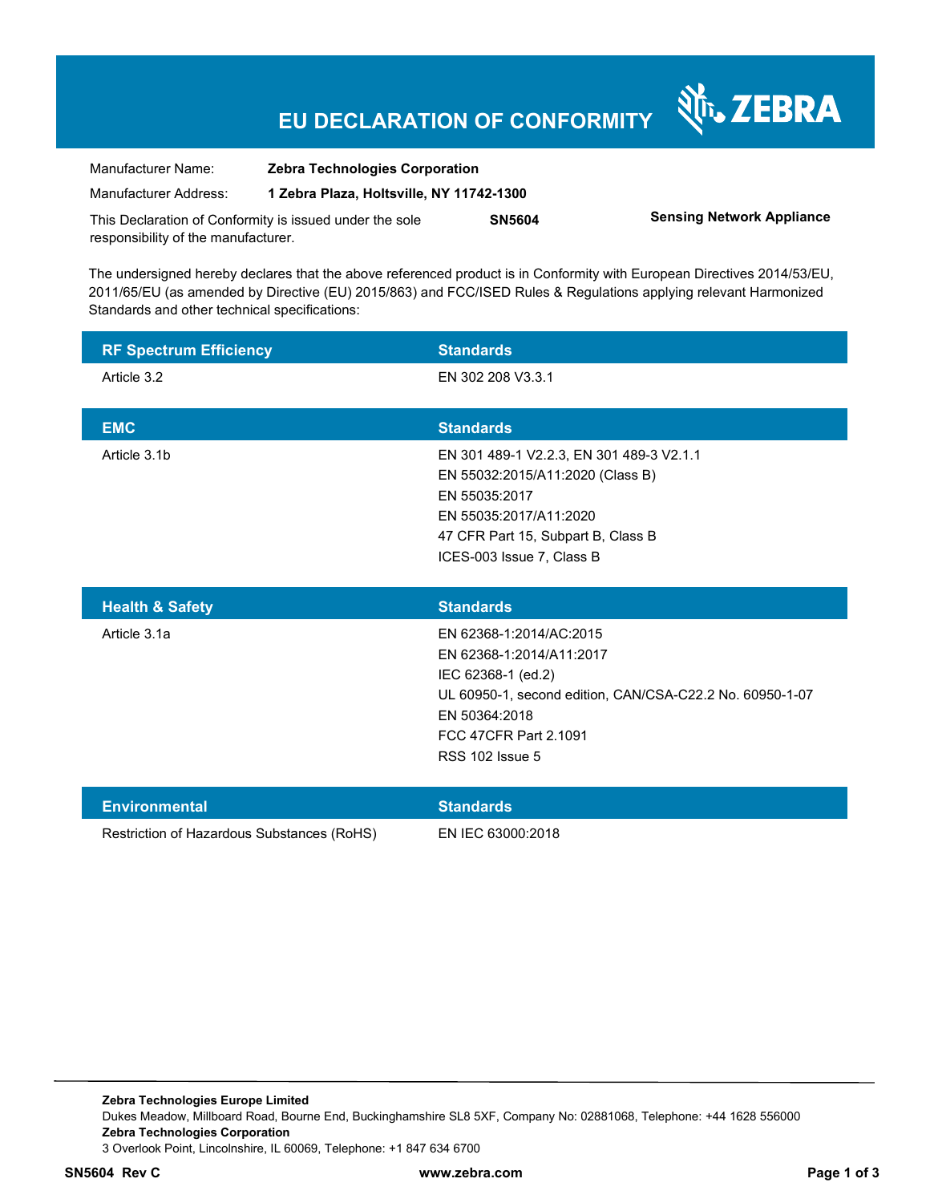# EU DECLARATION OF CONFORMITY

ZEBRA

| | |
|---|---|
| Manufacturer Name: | **Zebra Technologies Corporation** |
| Manufacturer Address: | **1 Zebra Plaza, Holtsville, NY 11742-1300** |

This Declaration of Conformity is issued under the sole responsibility of the manufacturer. **SN5604** **Sensing Network Appliance**

The undersigned hereby declares that the above referenced product is in Conformity with European Directives 2014/53/EU, 2011/65/EU (as amended by Directive (EU) 2015/863) and FCC/ISED Rules & Regulations applying relevant Harmonized Standards and other technical specifications:

| RF Spectrum Efficiency | Standards |
|---|---|
| Article 3.2 | EN 302 208 V3.3.1 |

| EMC | Standards |
|---|---|
| Article 3.1b | EN 301 489-1 V2.2.3, EN 301 489-3 V2.1.1<br>EN 55032:2015/A11:2020 (Class B)<br>EN 55035:2017<br>EN 55035:2017/A11:2020<br>47 CFR Part 15, Subpart B, Class B<br>ICES-003 Issue 7, Class B |

| Health & Safety | Standards |
|---|---|
| Article 3.1a | EN 62368-1:2014/AC:2015<br>EN 62368-1:2014/A11:2017<br>IEC 62368-1 (ed.2)<br>UL 60950-1, second edition, CAN/CSA-C22.2 No. 60950-1-07<br>EN 50364:2018<br>FCC 47CFR Part 2.1091<br>RSS 102 Issue 5 |

| Environmental | Standards |
|---|---|
| Restriction of Hazardous Substances (RoHS) | EN IEC 63000:2018 |

**Zebra Technologies Europe Limited**
Dukes Meadow, Millboard Road, Bourne End, Buckinghamshire SL8 5XF, Company No: 02881068, Telephone: +44 1628 556000
**Zebra Technologies Corporation**
3 Overlook Point, Lincolnshire, IL 60069, Telephone: +1 847 634 6700

**SN5604 Rev C** **www.zebra.com**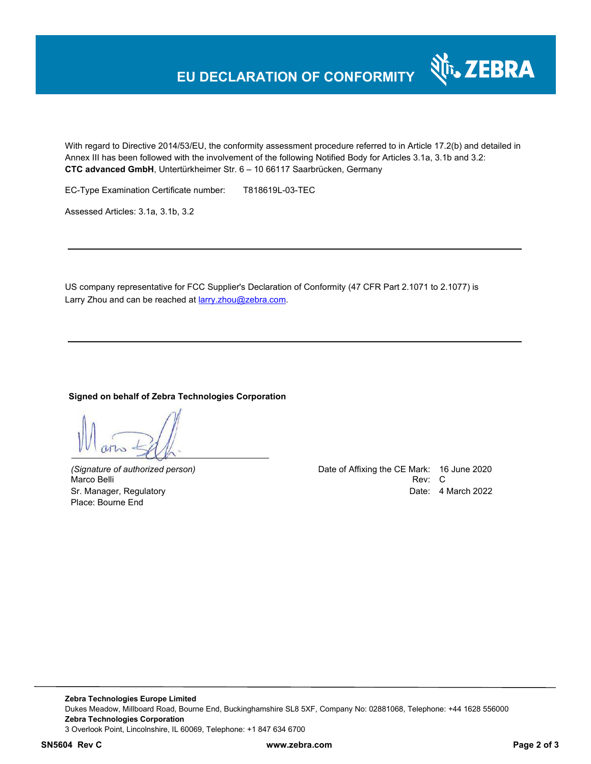# EU DECLARATION OF CONFORMITY

With regard to Directive 2014/53/EU, the conformity assessment procedure referred to in Article 17.2(b) and detailed in Annex III has been followed with the involvement of the following Notified Body for Articles 3.1a, 3.1b and 3.2:
**CTC advanced GmbH**, Untertürkheimer Str. 6 – 10 66117 Saarbrücken, Germany

EC-Type Examination Certificate number: T818619L-03-TEC

Assessed Articles: 3.1a, 3.1b, 3.2

---

US company representative for FCC Supplier's Declaration of Conformity (47 CFR Part 2.1071 to 2.1077) is Larry Zhou and can be reached at larry.zhou@zebra.com.

---

**Signed on behalf of Zebra Technologies Corporation**

*(Signature of authorized person)*
Marco Belli
Sr. Manager, Regulatory
Place: Bourne End

Date of Affixing the CE Mark: 16 June 2020
Rev: C
Date: 4 March 2022

**Zebra Technologies Europe Limited**
Dukes Meadow, Millboard Road, Bourne End, Buckinghamshire SL8 5XF, Company No: 02881068, Telephone: +44 1628 556000
**Zebra Technologies Corporation**
3 Overlook Point, Lincolnshire, IL 60069, Telephone: +1 847 634 6700

**SN5604 Rev C** **www.zebra.com**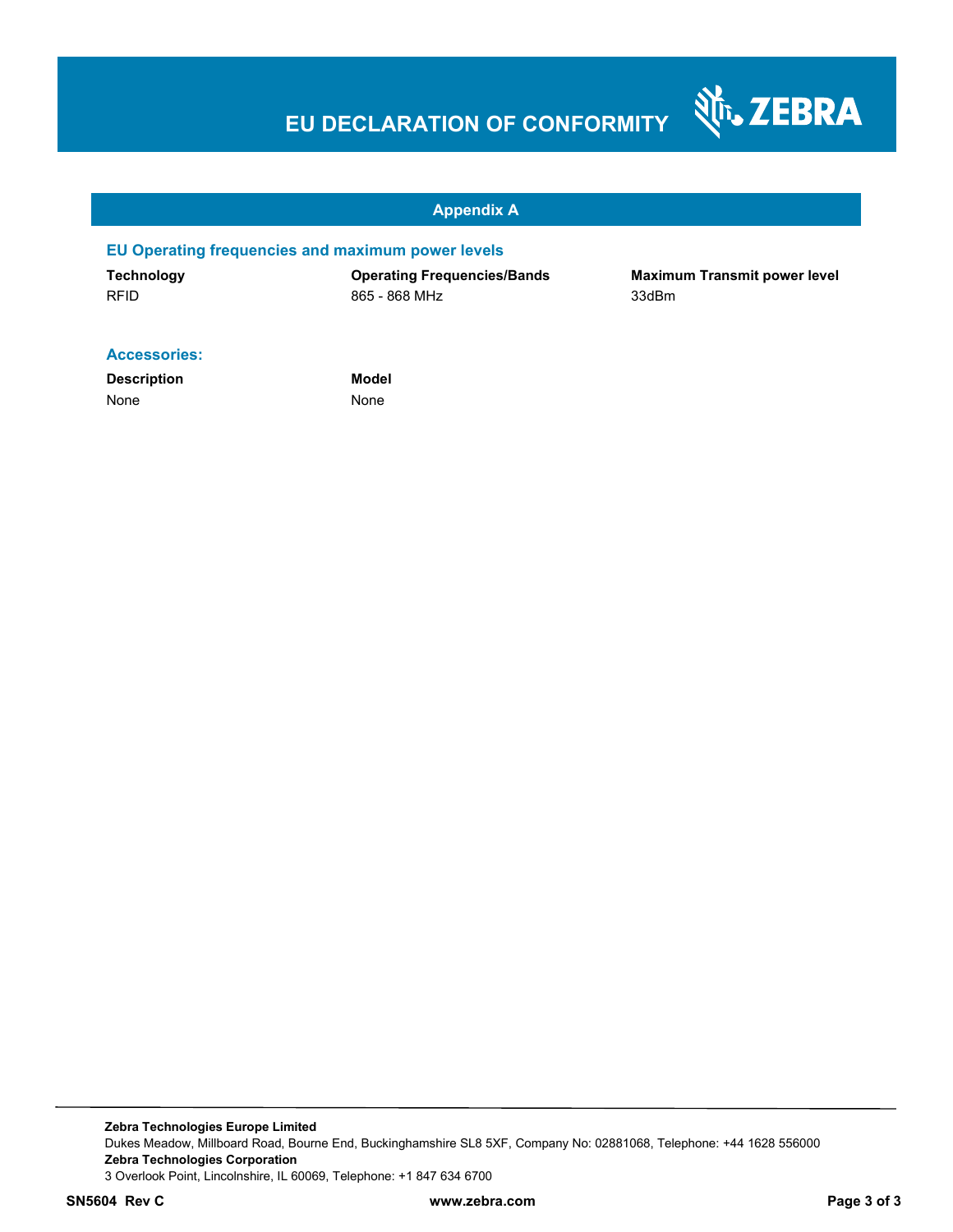# EU DECLARATION OF CONFORMITY

## Appendix A

### EU Operating frequencies and maximum power levels

| Technology | Operating Frequencies/Bands | Maximum Transmit power level |
|---|---|---|
| RFID | 865 - 868 MHz | 33dBm |

### Accessories:

| Description | Model |
|---|---|
| None | None |

**Zebra Technologies Europe Limited**
Dukes Meadow, Millboard Road, Bourne End, Buckinghamshire SL8 5XF, Company No: 02881068, Telephone: +44 1628 556000
**Zebra Technologies Corporation**
3 Overlook Point, Lincolnshire, IL 60069, Telephone: +1 847 634 6700

**SN5604 Rev C** **www.zebra.com**